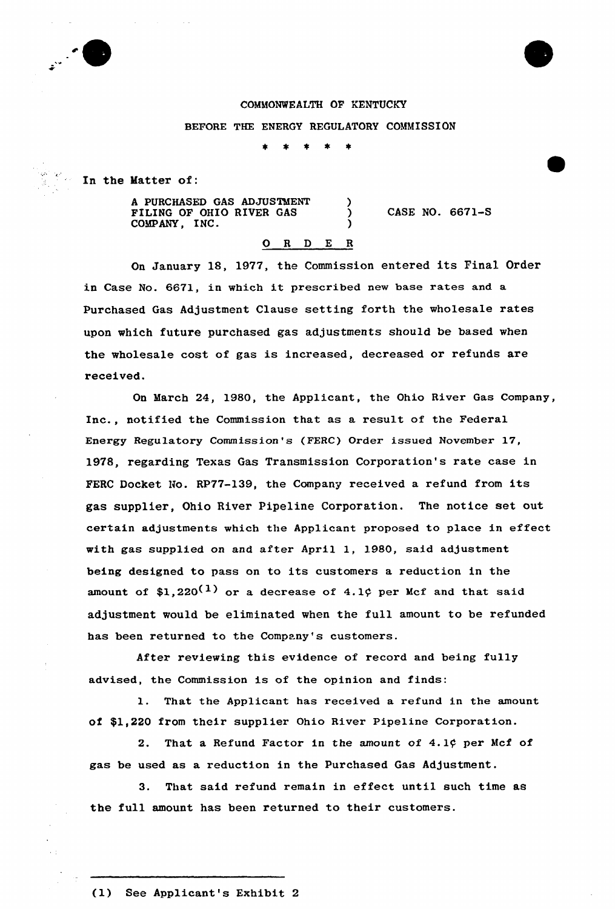COMMONWEALTH OF KENTUCKY

BEFORE THE ENERGY REGULATORY COMMISSION

\* \* \* \* \*

In the Matter of:

A PURCHASED GAS ADJUSTMENT )
FILING OF OHIO RIVER GAS ) CASE NO. 6671-S
COMPANY, INC. )

## ORDER

On January 18, 1977, the Commission entered its Final Order in Case No. 6671, in which it prescribed new base rates and a Purchased Gas Adjustment Clause setting forth the wholesale rates upon which future purchased gas adjustments should be based when the wholesale cost of gas is increased, decreased or refunds are received.

On March 24, 1980, the Applicant, the Ohio River Gas Company, Inc., notified the Commission that as a result of the Federal Energy Regulatory Commission's (FERC) Order issued November 17, 1978, regarding Texas Gas Transmission Corporation's rate case in FERC Docket No. RP77-139, the Company received a refund from its gas supplier, Ohio River Pipeline Corporation. The notice set out certain adjustments which the Applicant proposed to place in effect with gas supplied on and after April 1, 1980, said adjustment being designed to pass on to its customers a reduction in the amount of $1,220[1] or a decrease of 4.1¢ per Mcf and that said adjustment would be eliminated when the full amount to be refunded has been returned to the Company's customers.

After reviewing this evidence of record and being fully advised, the Commission is of the opinion and finds:

1. That the Applicant has received a refund in the amount of $1,220 from their supplier Ohio River Pipeline Corporation.

2. That a Refund Factor in the amount of 4.1¢ per Mcf of gas be used as a reduction in the Purchased Gas Adjustment.

3. That said refund remain in effect until such time as the full amount has been returned to their customers.

---

(1) See Applicant's Exhibit 2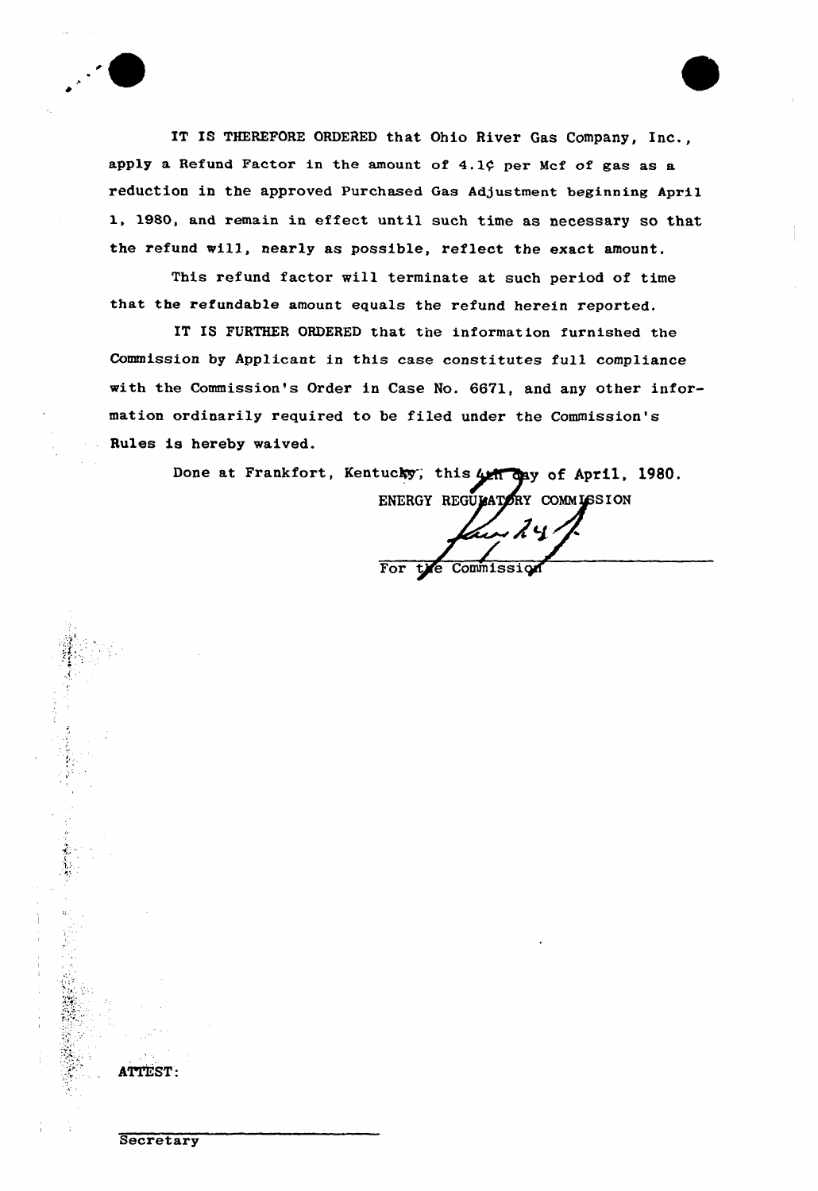IT IS THEREFORE ORDERED that Ohio River Gas Company, Inc., apply a Refund Factor in the amount of 4.1¢ per Mcf of gas as a reduction in the approved Purchased Gas Adjustment beginning April 1, 1980, and remain in effect until such time as necessary so that the refund will, nearly as possible, reflect the exact amount.

This refund factor will terminate at such period of time that the refundable amount equals the refund herein reported.

IT IS FURTHER ORDERED that the information furnished the Commission by Applicant in this case constitutes full compliance with the Commission's Order in Case No. 6671, and any other information ordinarily required to be filed under the Commission's Rules is hereby waived.

Done at Frankfort, Kentucky, this 4th day of April, 1980.

ENERGY REGULATORY COMMISSION

For the Commission

ATTEST:

Secretary